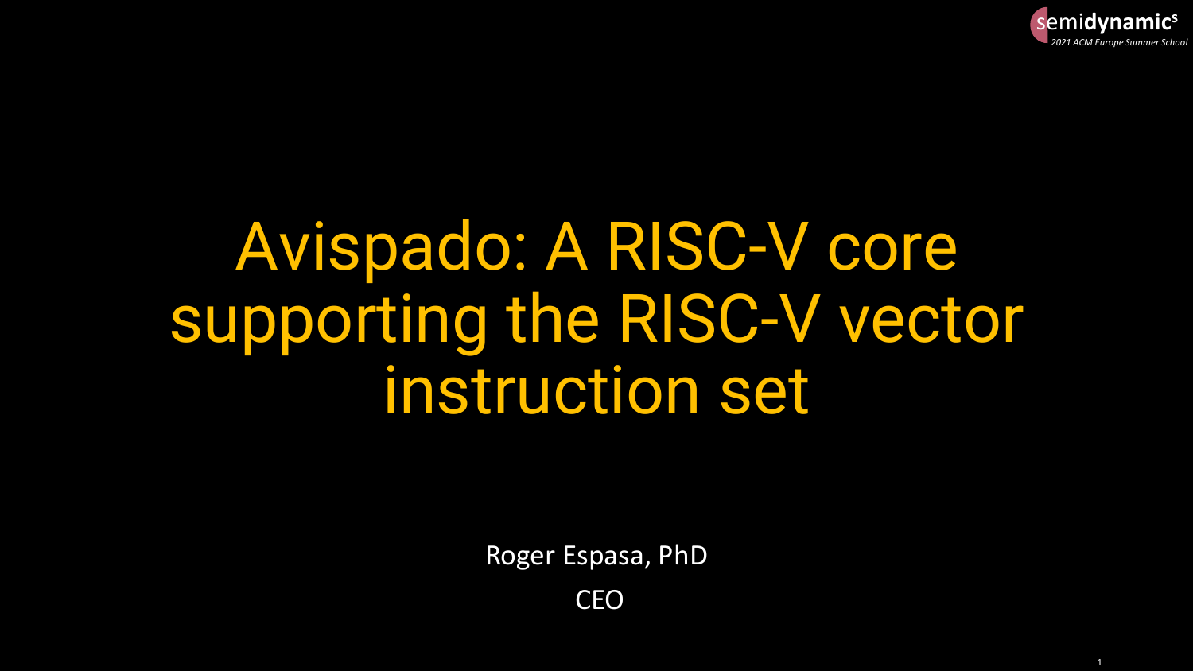# Avispado: A RISC-V core supporting the RISC-V vector instruction set

Roger Espasa, PhD

CEO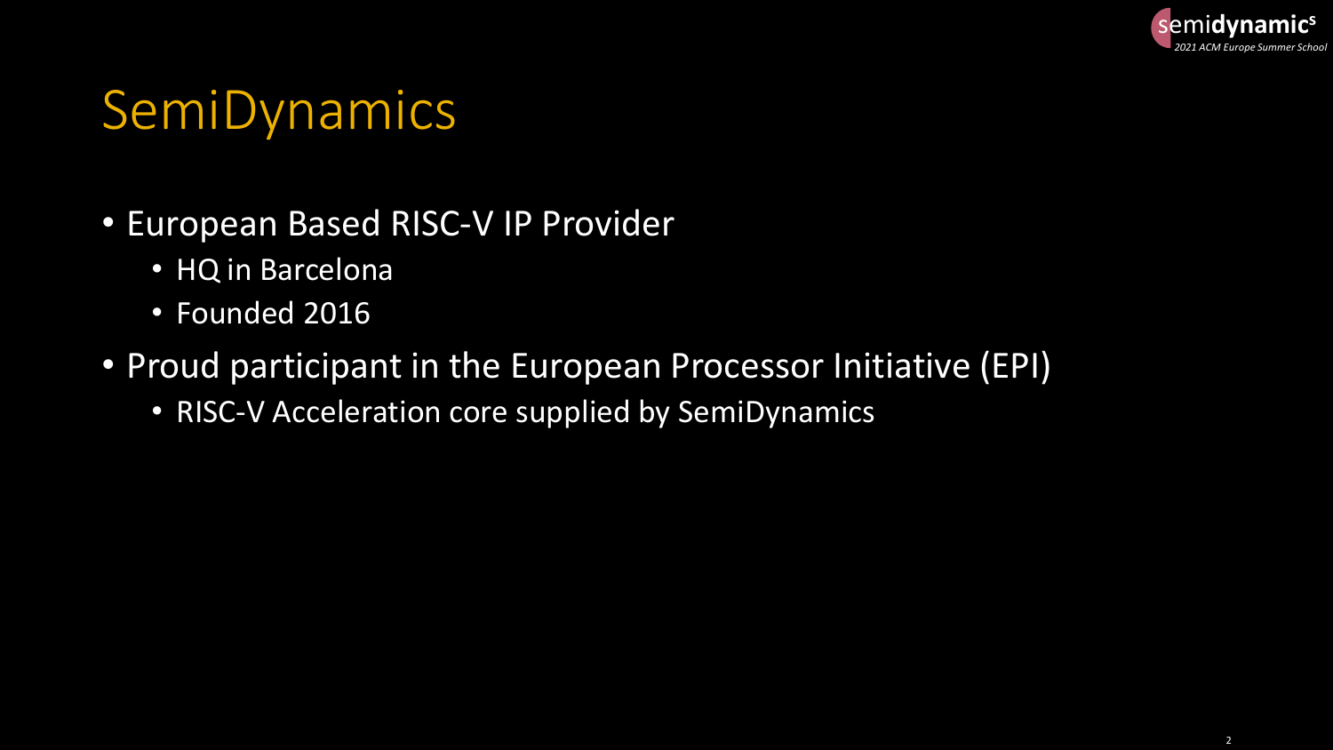# SemiDynamics

- European Based RISC-V IP Provider
  - HQ in Barcelona
  - Founded 2016
- Proud participant in the European Processor Initiative (EPI)
  - RISC-V Acceleration core supplied by SemiDynamics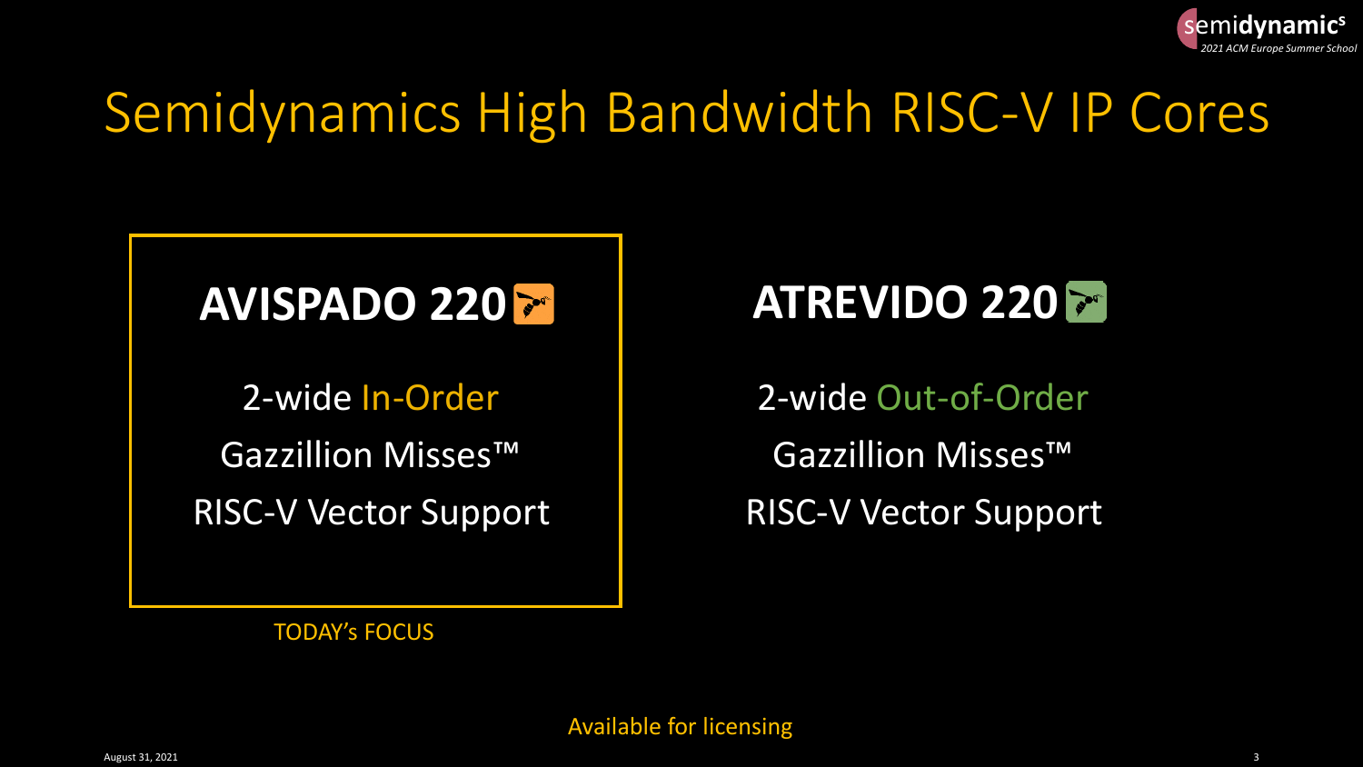# Semidynamics High Bandwidth RISC-V IP Cores

## AVISPADO 220

2-wide In-Order

Gazzillion Misses™

RISC-V Vector Support

TODAY's FOCUS

## ATREVIDO 220

2-wide Out-of-Order

Gazzillion Misses™

RISC-V Vector Support

Available for licensing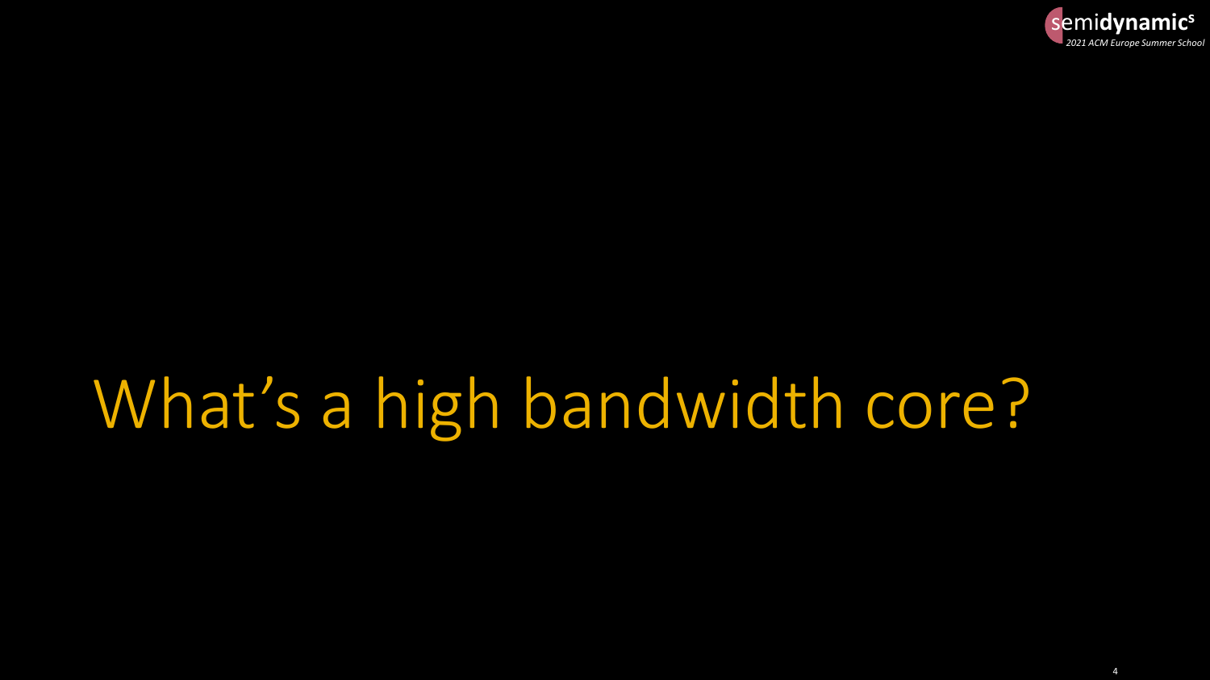# What's a high bandwidth core?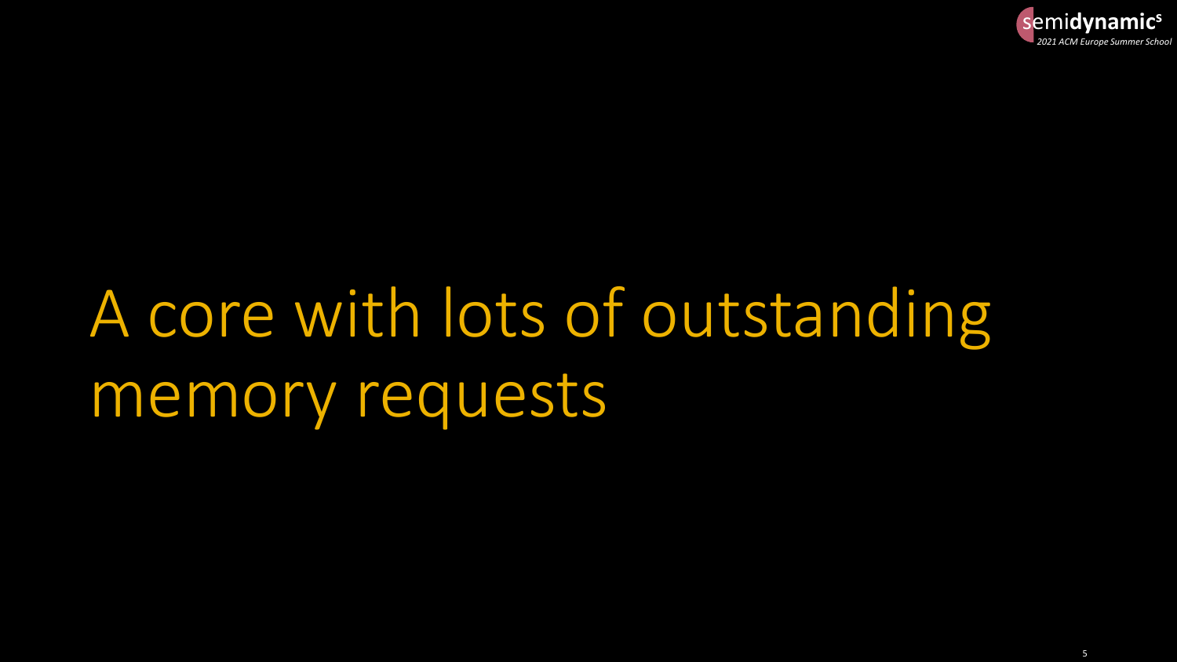# A core with lots of outstanding memory requests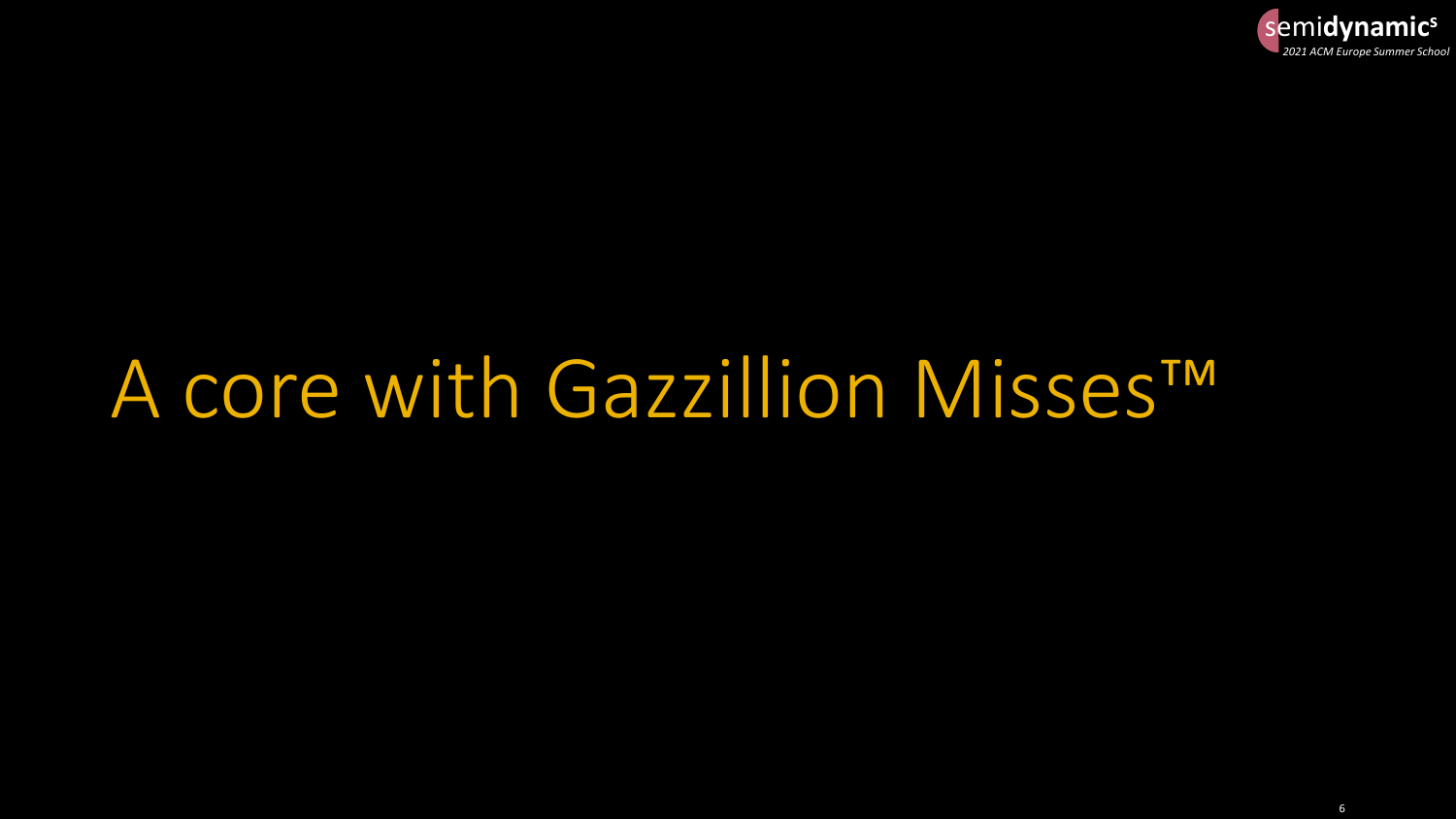# A core with Gazzillion Misses™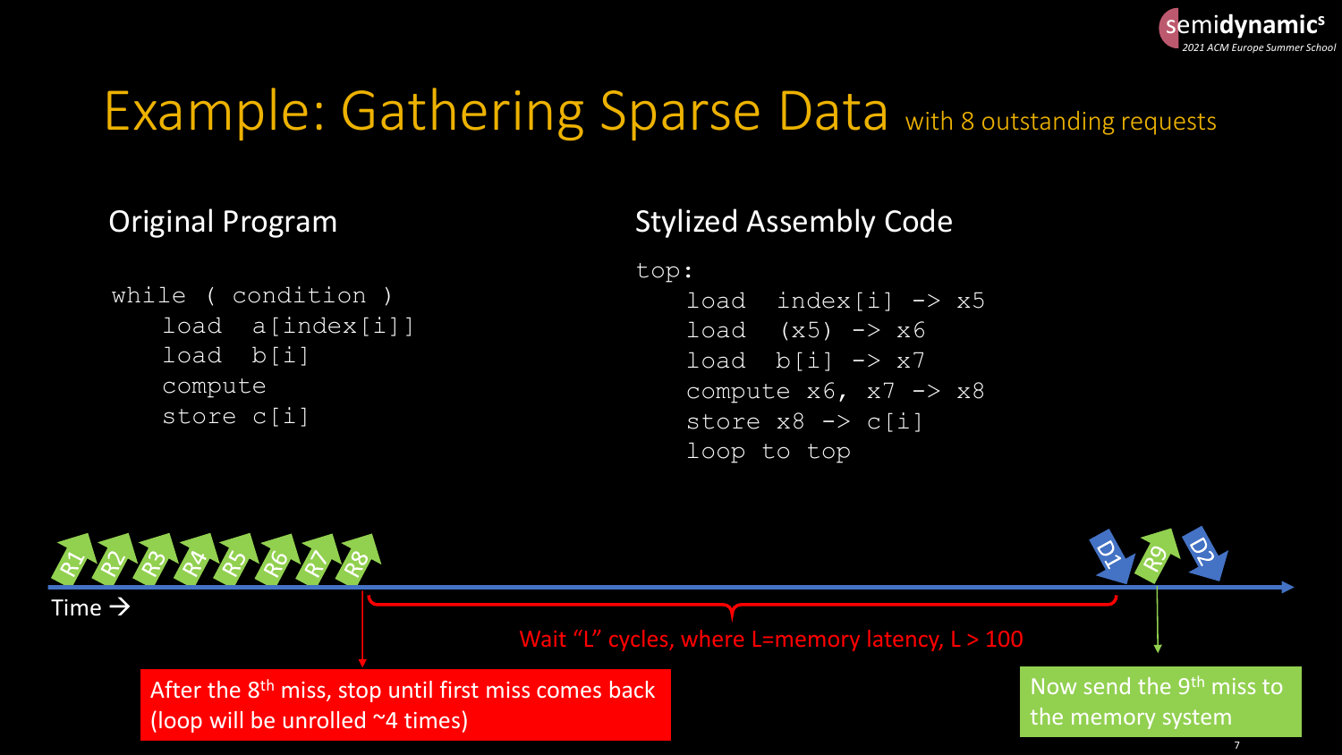# Example: Gathering Sparse Data with 8 outstanding requests

## Original Program

```
while ( condition )
    load  a[index[i]]
    load  b[i]
    compute
    store c[i]
```

## Stylized Assembly Code

```
top:
    load  index[i] -> x5
    load  (x5) -> x6
    load  b[i] -> x7
    compute x6, x7 -> x8
    store x8 -> c[i]
    loop to top
```

R1 R2 R3 R4 R5 R6 R7 R8 D1 R9 D2

Time →

Wait "L" cycles, where L=memory latency, L > 100

After the 8th miss, stop until first miss comes back (loop will be unrolled ~4 times)

Now send the 9th miss to the memory system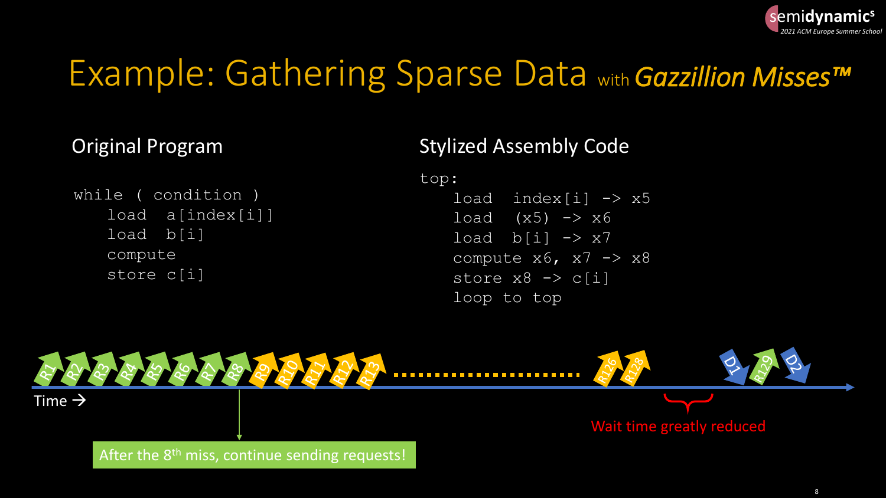# Example: Gathering Sparse Data with *Gazzillion Misses™*

## Original Program

```
while ( condition )
    load  a[index[i]]
    load  b[i]
    compute
    store c[i]
```

## Stylized Assembly Code

```
top:
    load  index[i] -> x5
    load  (x5) -> x6
    load  b[i] -> x7
    compute x6, x7 -> x8
    store x8 -> c[i]
    loop to top
```

R1 R2 R3 R4 R5 R6 R7 R8 R9 R10 R11 R12 R13 ........ R126 R128 D1 R129 D2

Time →

After the 8th miss, continue sending requests!

Wait time greatly reduced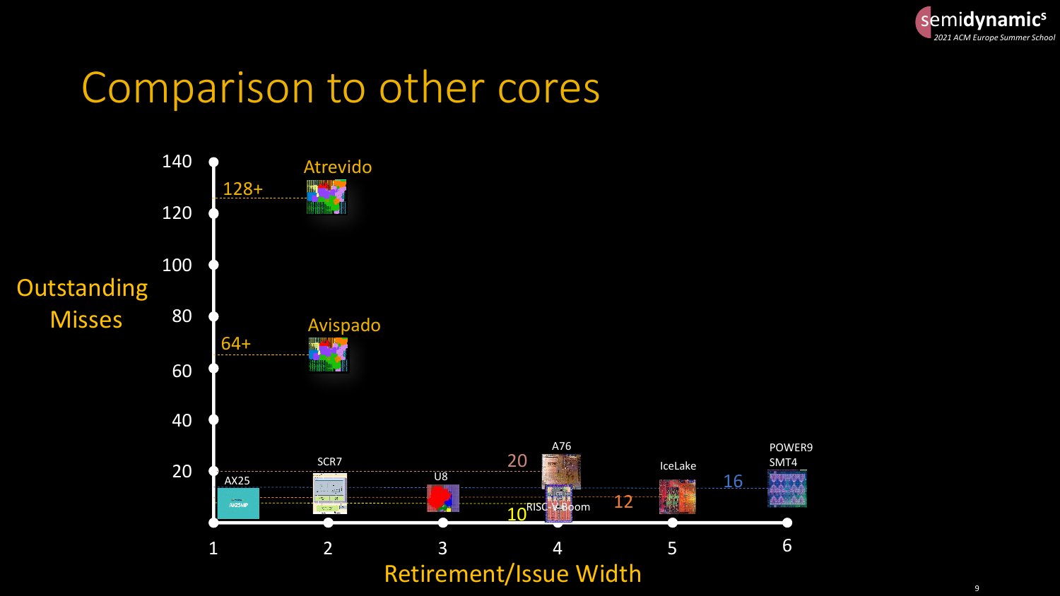# Comparison to other cores

Outstanding Misses

140
120
100
80
60
40
20

Atrevido 128+

Avispado 64+

AX25

SCR7

U8

A76 20

RISC-V Boom 10

IceLake 12

POWER9 SMT4 16

1 2 3 4 5 6

Retirement/Issue Width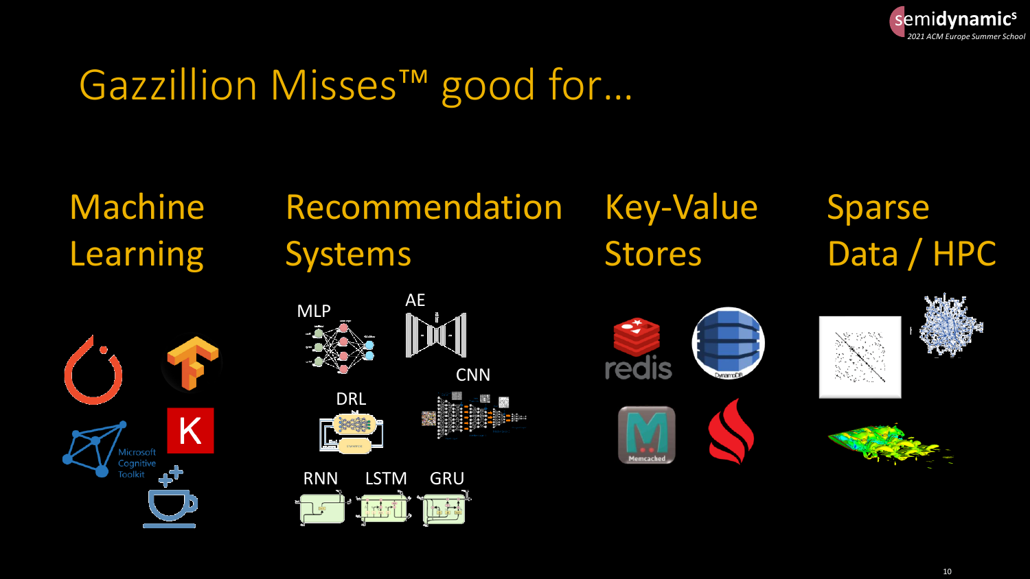# Gazzillion Misses™ good for…

## Machine Learning

Microsoft Cognitive Toolkit

## Recommendation Systems

MLP

AE

CNN

DRL

RNN

LSTM

GRU

## Key-Value Stores

## Sparse Data / HPC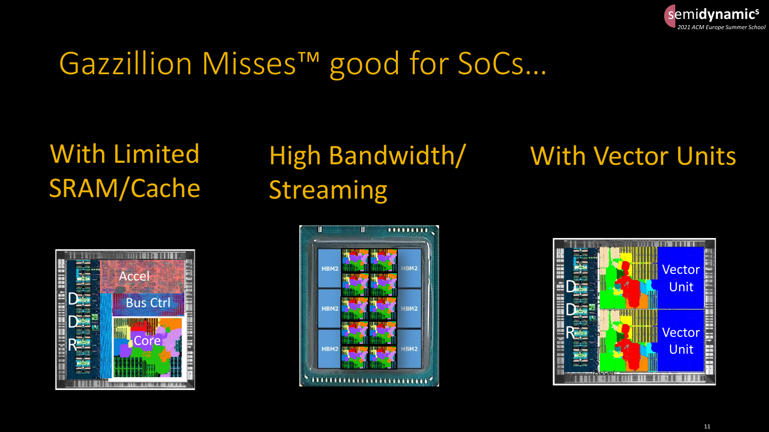# Gazzillion Misses™ good for SoCs...

With Limited SRAM/Cache

High Bandwidth/ Streaming

With Vector Units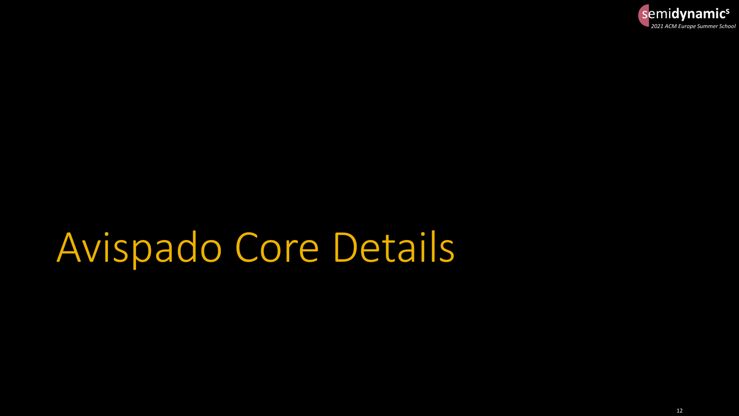# Avispado Core Details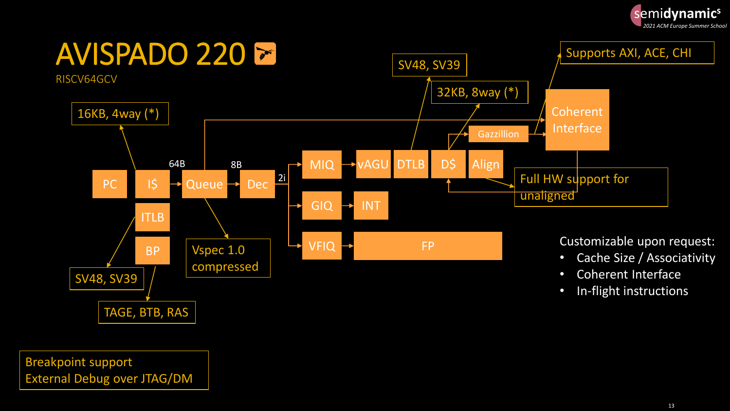# AVISPADO 220

RISCV64GCV

PC → I$ → (64B) Queue → (8B) Dec → (2i) MIQ / GIQ / VFIQ

- I$: 16KB, 4way (*)
- ITLB: SV48, SV39
- BP: TAGE, BTB, RAS
- Queue: Vspec 1.0 compressed
- MIQ → vAGU → DTLB → D$ → Align
- GIQ → INT
- VFIQ → FP
- DTLB: SV48, SV39
- D$: 32KB, 8way (*)
- D$ → Gazzillion → Coherent Interface
- Coherent Interface: Supports AXI, ACE, CHI
- Align: Full HW support for unaligned

Customizable upon request:

- Cache Size / Associativity
- Coherent Interface
- In-flight instructions

Breakpoint support
External Debug over JTAG/DM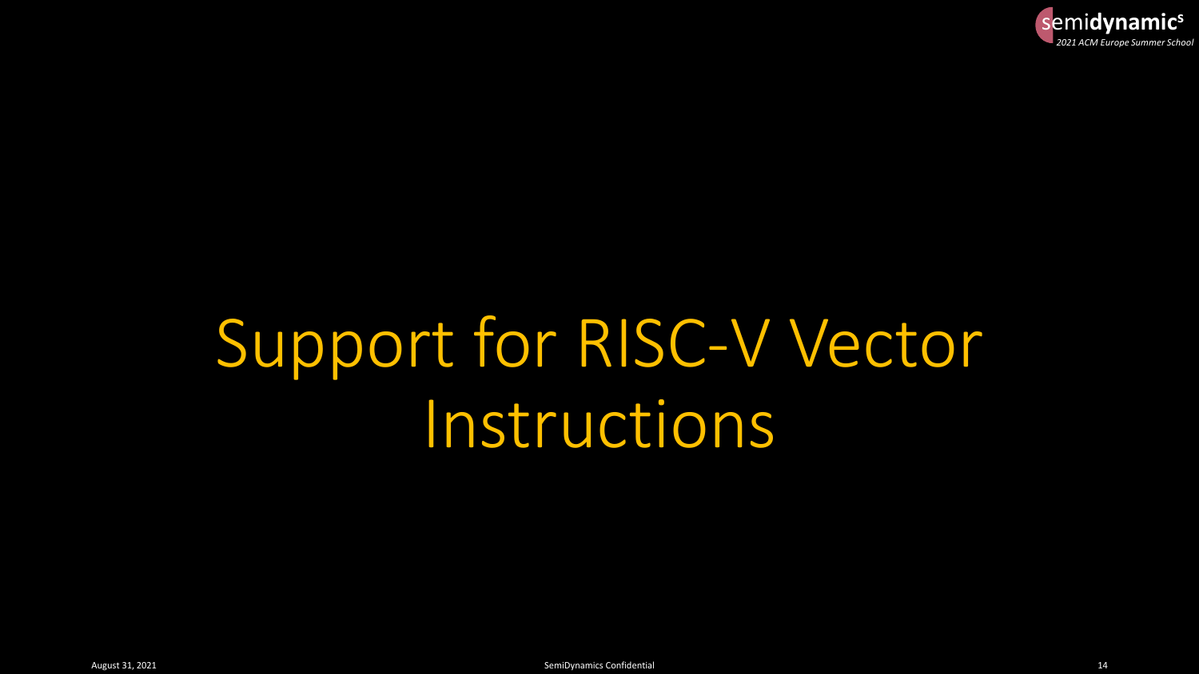# Support for RISC-V Vector Instructions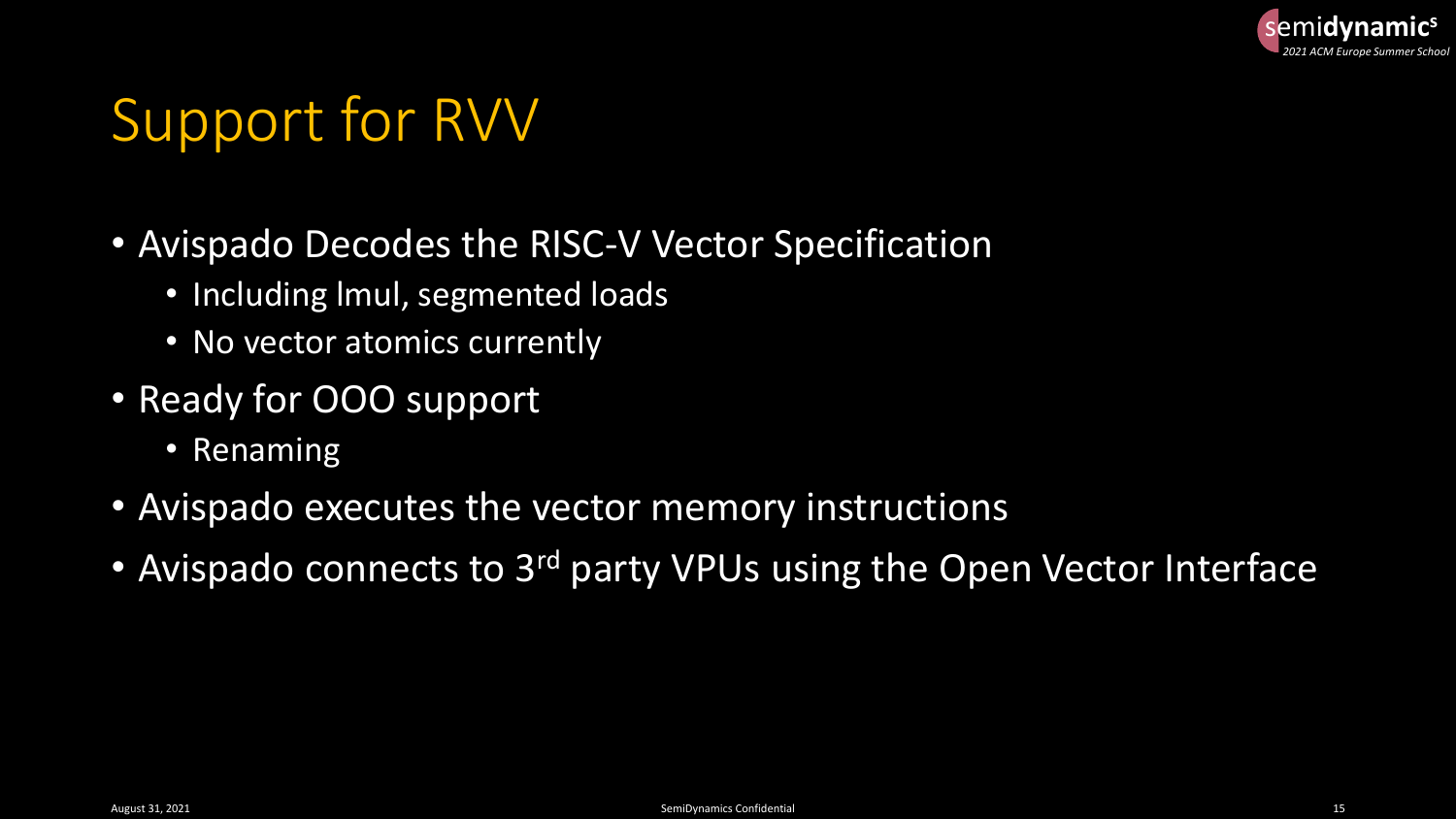# Support for RVV

- Avispado Decodes the RISC-V Vector Specification
  - Including lmul, segmented loads
  - No vector atomics currently
- Ready for OOO support
  - Renaming
- Avispado executes the vector memory instructions
- Avispado connects to 3rd party VPUs using the Open Vector Interface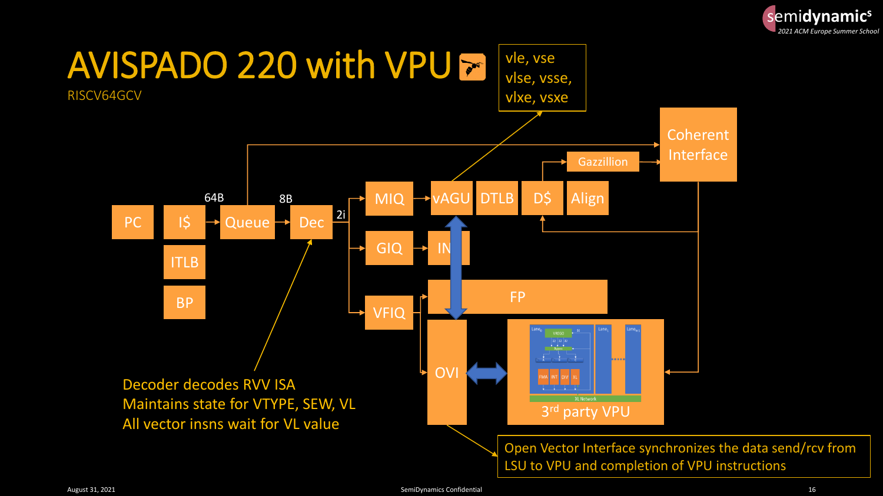# AVISPADO 220 with VPU

RISCV64GCV

vle, vse
vlse, vsse,
vlxe, vsxe

Coherent Interface

Gazzillion

64B

8B

2i

PC

I$

ITLB

BP

Queue

Dec

MIQ

vAGU

DTLB

D$

Align

GIQ

IN

VFIQ

FP

OVI

3rd party VPU

Decoder decodes RVV ISA
Maintains state for VTYPE, SEW, VL
All vector insns wait for VL value

Open Vector Interface synchronizes the data send/rcv from LSU to VPU and completion of VPU instructions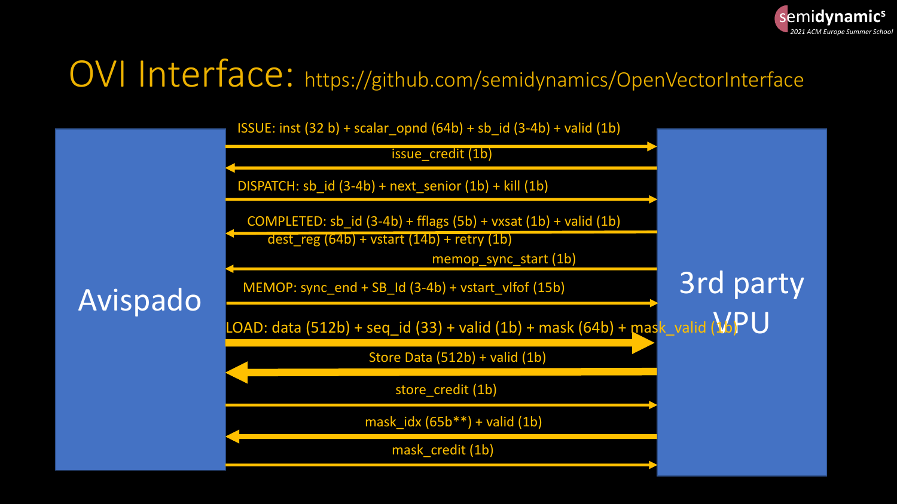# OVI Interface: https://github.com/semidynamics/OpenVectorInterface

**Avispado** ↔ **3rd party VPU**

- ISSUE: inst (32 b) + scalar_opnd (64b) + sb_id (3-4b) + valid (1b) → (Avispado → 3rd party VPU)
- issue_credit (1b) ← (3rd party VPU → Avispado)
- DISPATCH: sb_id (3-4b) + next_senior (1b) + kill (1b) → (Avispado → 3rd party VPU)
- COMPLETED: sb_id (3-4b) + fflags (5b) + vxsat (1b) + valid (1b) dest_reg (64b) + vstart (14b) + retry (1b) ← (3rd party VPU → Avispado)
- memop_sync_start (1b) ← (3rd party VPU → Avispado)
- MEMOP: sync_end + SB_Id (3-4b) + vstart_vlfof (15b) → (Avispado → 3rd party VPU)
- LOAD: data (512b) + seq_id (33) + valid (1b) + mask (64b) + mask_valid (1b) → (Avispado → 3rd party VPU)
- Store Data (512b) + valid (1b) ← (3rd party VPU → Avispado)
- store_credit (1b) → (Avispado → 3rd party VPU)
- mask_idx (65b**) + valid (1b) ← (3rd party VPU → Avispado)
- mask_credit (1b) → (Avispado → 3rd party VPU)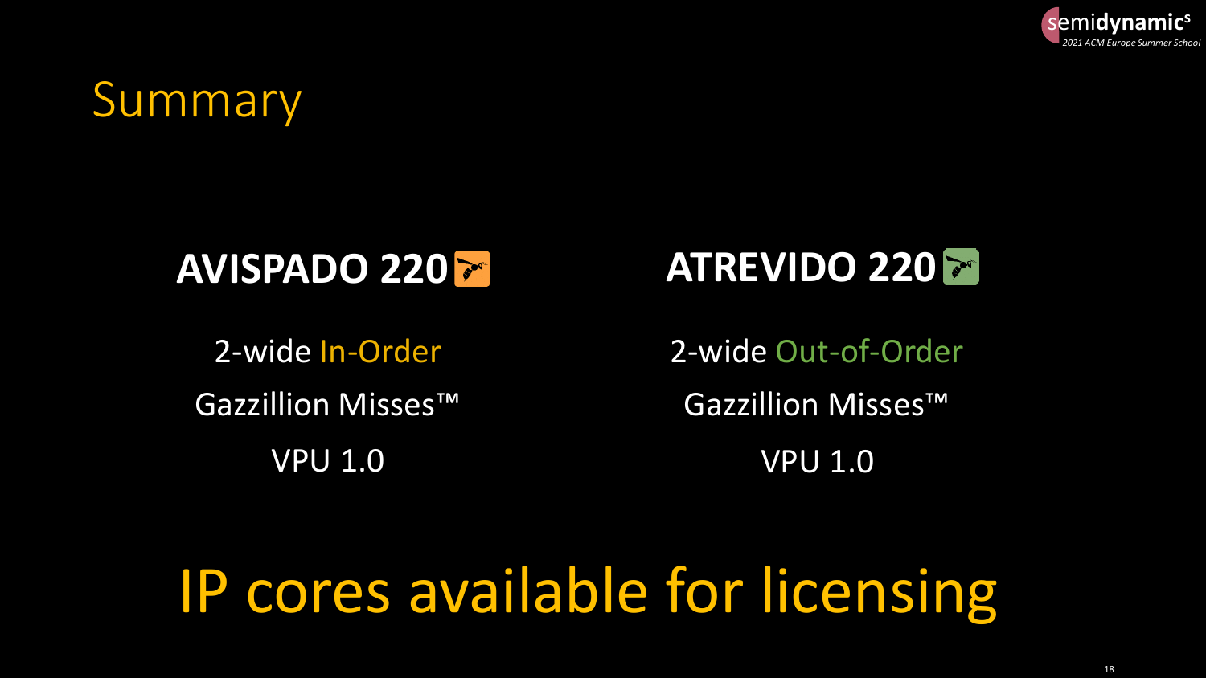# Summary

**AVISPADO 220**

2-wide In-Order

Gazzillion Misses™

VPU 1.0

**ATREVIDO 220**

2-wide Out-of-Order

Gazzillion Misses™

VPU 1.0

IP cores available for licensing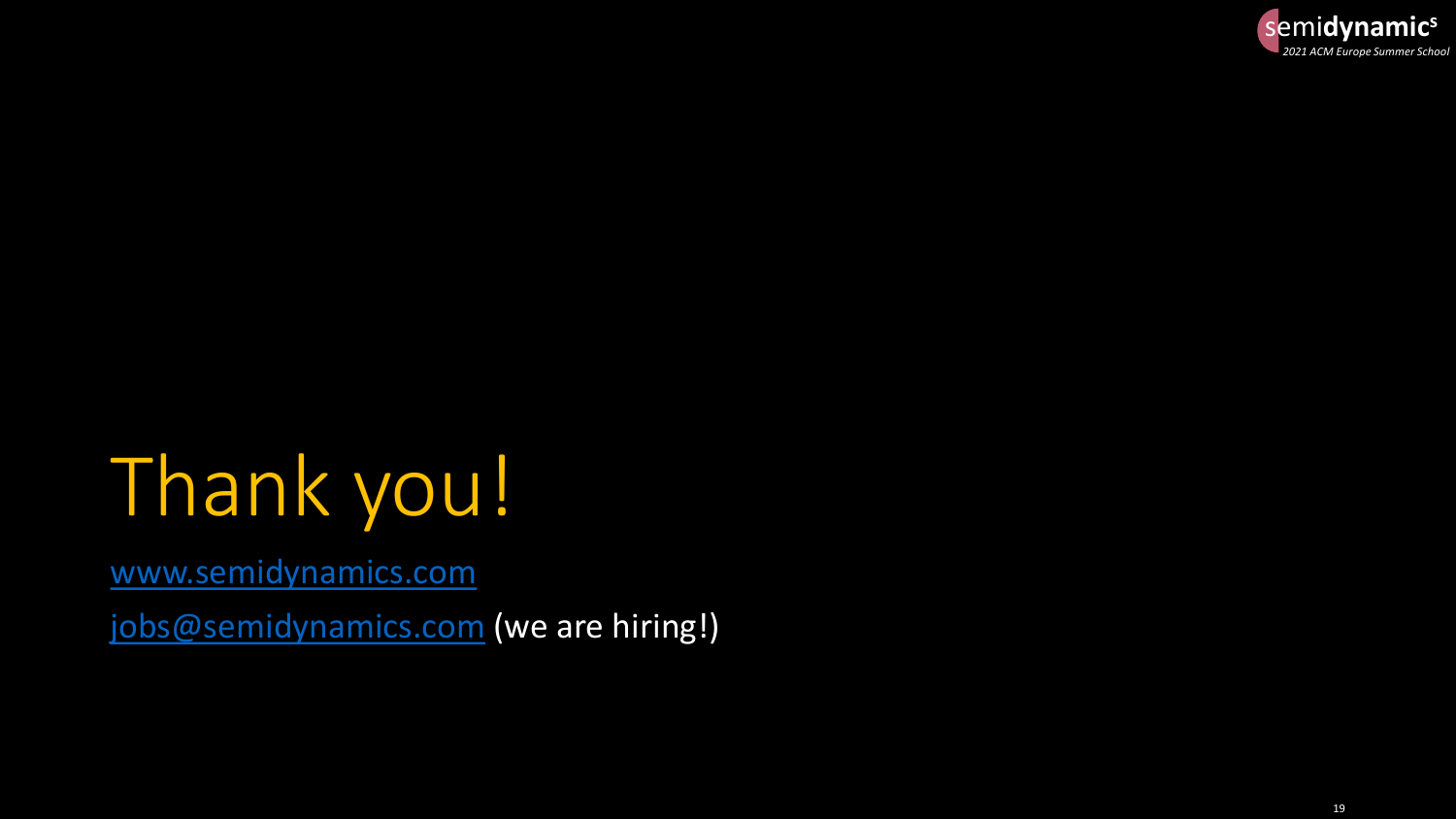# Thank you!

www.semidynamics.com

jobs@semidynamics.com (we are hiring!)